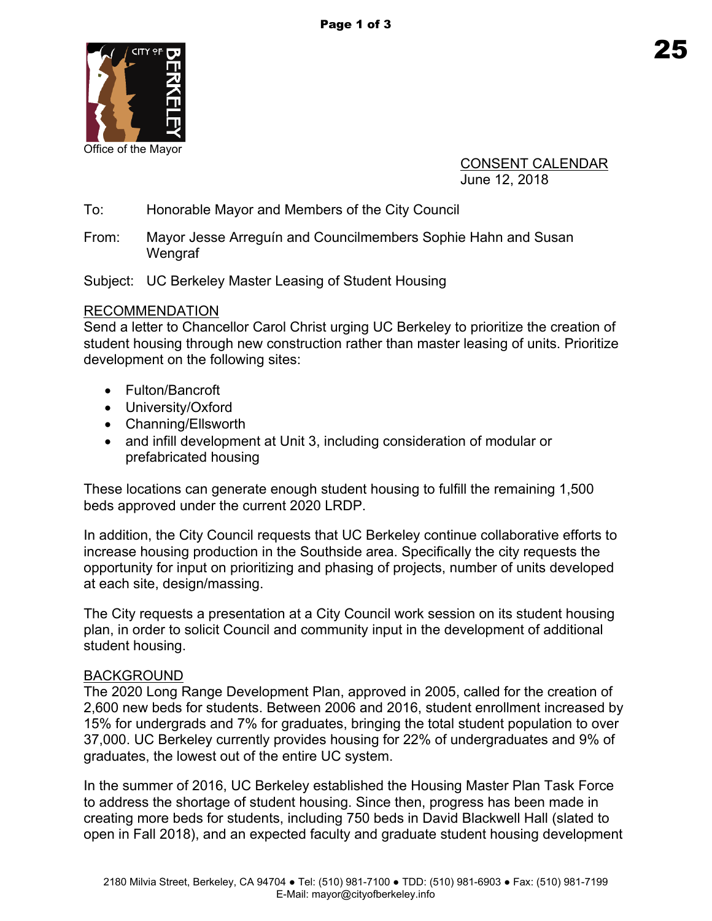Office of the Mayor

CONSENT CALENDAR
June 12, 2018

To: Honorable Mayor and Members of the City Council

From: Mayor Jesse Arreguín and Councilmembers Sophie Hahn and Susan Wengraf

Subject: UC Berkeley Master Leasing of Student Housing

## RECOMMENDATION

Send a letter to Chancellor Carol Christ urging UC Berkeley to prioritize the creation of student housing through new construction rather than master leasing of units. Prioritize development on the following sites:

- Fulton/Bancroft
- University/Oxford
- Channing/Ellsworth
- and infill development at Unit 3, including consideration of modular or prefabricated housing

These locations can generate enough student housing to fulfill the remaining 1,500 beds approved under the current 2020 LRDP.

In addition, the City Council requests that UC Berkeley continue collaborative efforts to increase housing production in the Southside area. Specifically the city requests the opportunity for input on prioritizing and phasing of projects, number of units developed at each site, design/massing.

The City requests a presentation at a City Council work session on its student housing plan, in order to solicit Council and community input in the development of additional student housing.

## BACKGROUND

The 2020 Long Range Development Plan, approved in 2005, called for the creation of 2,600 new beds for students. Between 2006 and 2016, student enrollment increased by 15% for undergrads and 7% for graduates, bringing the total student population to over 37,000. UC Berkeley currently provides housing for 22% of undergraduates and 9% of graduates, the lowest out of the entire UC system.

In the summer of 2016, UC Berkeley established the Housing Master Plan Task Force to address the shortage of student housing. Since then, progress has been made in creating more beds for students, including 750 beds in David Blackwell Hall (slated to open in Fall 2018), and an expected faculty and graduate student housing development

2180 Milvia Street, Berkeley, CA 94704 ● Tel: (510) 981-7100 ● TDD: (510) 981-6903 ● Fax: (510) 981-7199
E-Mail: mayor@cityofberkeley.info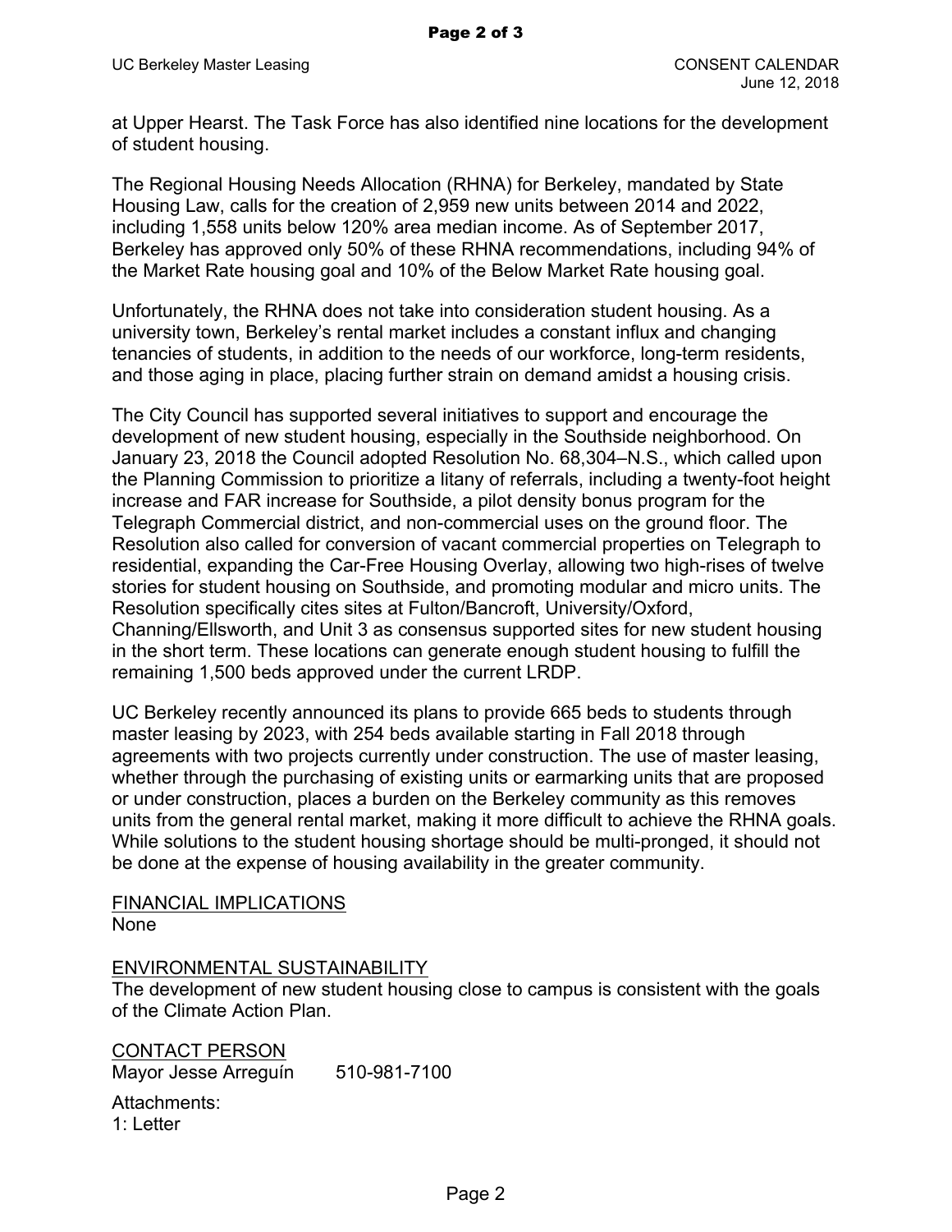at Upper Hearst. The Task Force has also identified nine locations for the development of student housing.

The Regional Housing Needs Allocation (RHNA) for Berkeley, mandated by State Housing Law, calls for the creation of 2,959 new units between 2014 and 2022, including 1,558 units below 120% area median income. As of September 2017, Berkeley has approved only 50% of these RHNA recommendations, including 94% of the Market Rate housing goal and 10% of the Below Market Rate housing goal.

Unfortunately, the RHNA does not take into consideration student housing. As a university town, Berkeley's rental market includes a constant influx and changing tenancies of students, in addition to the needs of our workforce, long-term residents, and those aging in place, placing further strain on demand amidst a housing crisis.

The City Council has supported several initiatives to support and encourage the development of new student housing, especially in the Southside neighborhood. On January 23, 2018 the Council adopted Resolution No. 68,304–N.S., which called upon the Planning Commission to prioritize a litany of referrals, including a twenty-foot height increase and FAR increase for Southside, a pilot density bonus program for the Telegraph Commercial district, and non-commercial uses on the ground floor. The Resolution also called for conversion of vacant commercial properties on Telegraph to residential, expanding the Car-Free Housing Overlay, allowing two high-rises of twelve stories for student housing on Southside, and promoting modular and micro units. The Resolution specifically cites sites at Fulton/Bancroft, University/Oxford, Channing/Ellsworth, and Unit 3 as consensus supported sites for new student housing in the short term. These locations can generate enough student housing to fulfill the remaining 1,500 beds approved under the current LRDP.

UC Berkeley recently announced its plans to provide 665 beds to students through master leasing by 2023, with 254 beds available starting in Fall 2018 through agreements with two projects currently under construction. The use of master leasing, whether through the purchasing of existing units or earmarking units that are proposed or under construction, places a burden on the Berkeley community as this removes units from the general rental market, making it more difficult to achieve the RHNA goals. While solutions to the student housing shortage should be multi-pronged, it should not be done at the expense of housing availability in the greater community.

## FINANCIAL IMPLICATIONS

None

## ENVIRONMENTAL SUSTAINABILITY

The development of new student housing close to campus is consistent with the goals of the Climate Action Plan.

## CONTACT PERSON

Mayor Jesse Arreguín 510-981-7100

Attachments:
1: Letter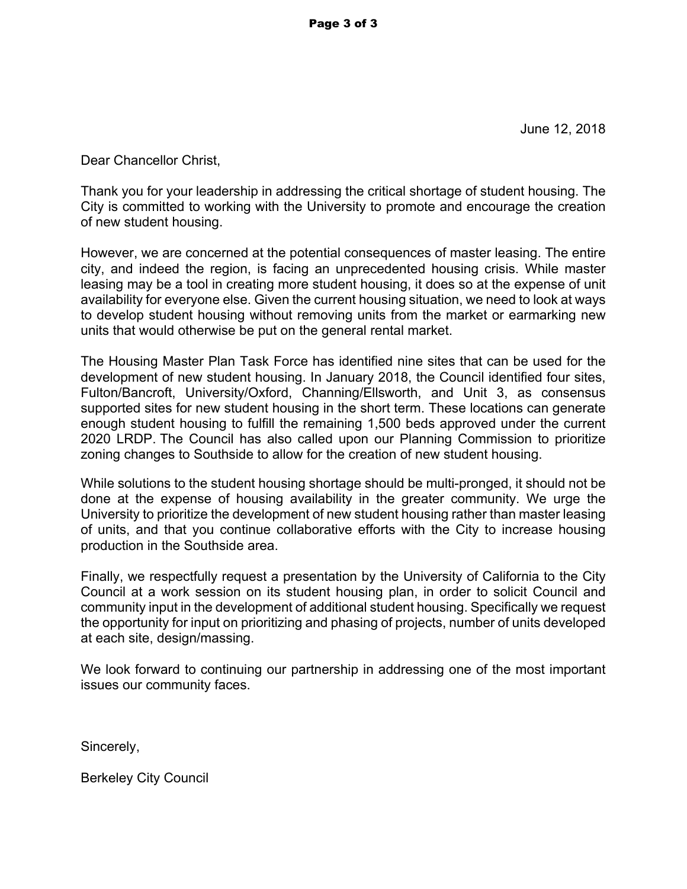June 12, 2018

Dear Chancellor Christ,

Thank you for your leadership in addressing the critical shortage of student housing. The City is committed to working with the University to promote and encourage the creation of new student housing.

However, we are concerned at the potential consequences of master leasing. The entire city, and indeed the region, is facing an unprecedented housing crisis. While master leasing may be a tool in creating more student housing, it does so at the expense of unit availability for everyone else. Given the current housing situation, we need to look at ways to develop student housing without removing units from the market or earmarking new units that would otherwise be put on the general rental market.

The Housing Master Plan Task Force has identified nine sites that can be used for the development of new student housing. In January 2018, the Council identified four sites, Fulton/Bancroft, University/Oxford, Channing/Ellsworth, and Unit 3, as consensus supported sites for new student housing in the short term. These locations can generate enough student housing to fulfill the remaining 1,500 beds approved under the current 2020 LRDP. The Council has also called upon our Planning Commission to prioritize zoning changes to Southside to allow for the creation of new student housing.

While solutions to the student housing shortage should be multi-pronged, it should not be done at the expense of housing availability in the greater community. We urge the University to prioritize the development of new student housing rather than master leasing of units, and that you continue collaborative efforts with the City to increase housing production in the Southside area.

Finally, we respectfully request a presentation by the University of California to the City Council at a work session on its student housing plan, in order to solicit Council and community input in the development of additional student housing. Specifically we request the opportunity for input on prioritizing and phasing of projects, number of units developed at each site, design/massing.

We look forward to continuing our partnership in addressing one of the most important issues our community faces.

Sincerely,

Berkeley City Council